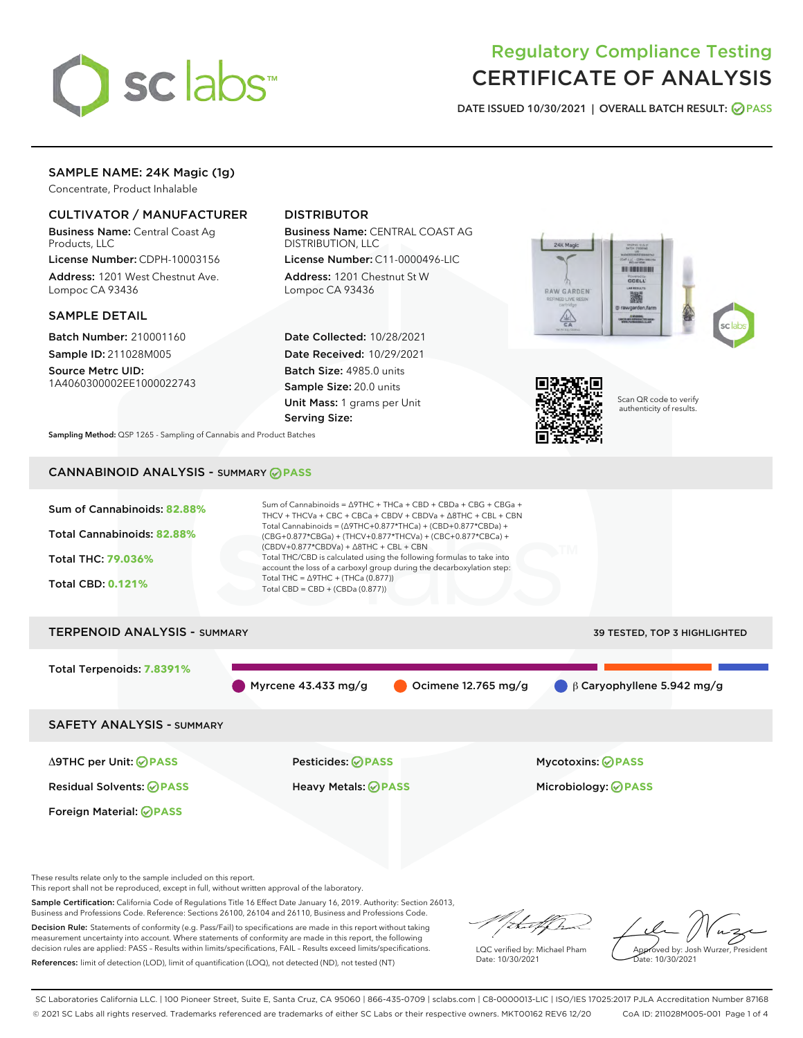# Regulatory Compliance Testing
# CERTIFICATE OF ANALYSIS

DATE ISSUED 10/30/2021 | OVERALL BATCH RESULT: PASS

## SAMPLE NAME: 24K Magic (1g)

Concentrate, Product Inhalable

### CULTIVATOR / MANUFACTURER

**Business Name:** Central Coast Ag Products, LLC

**License Number:** CDPH-10003156

**Address:** 1201 West Chestnut Ave. Lompoc CA 93436

### DISTRIBUTOR

**Business Name:** CENTRAL COAST AG DISTRIBUTION, LLC

**License Number:** C11-0000496-LIC

**Address:** 1201 Chestnut St W Lompoc CA 93436

### SAMPLE DETAIL

**Batch Number:** 210001160

**Sample ID:** 211028M005

**Source Metrc UID:** 1A4060300002EE1000022743

**Date Collected:** 10/28/2021

**Date Received:** 10/29/2021

**Batch Size:** 4985.0 units

**Sample Size:** 20.0 units

**Unit Mass:** 1 grams per Unit

**Serving Size:**

Scan QR code to verify authenticity of results.

**Sampling Method:** QSP 1265 - Sampling of Cannabis and Product Batches

## CANNABINOID ANALYSIS - SUMMARY PASS

Sum of Cannabinoids: **82.88%**

Total Cannabinoids: **82.88%**

Total THC: **79.036%**

Total CBD: **0.121%**

Sum of Cannabinoids = Δ9THC + THCa + CBD + CBDa + CBG + CBGa + THCV + THCVa + CBC + CBCa + CBDV + CBDVa + Δ8THC + CBL + CBN

Total Cannabinoids = (Δ9THC+0.877*THCa) + (CBD+0.877*CBDa) + (CBG+0.877*CBGa) + (THCV+0.877*THCVa) + (CBC+0.877*CBCa) + (CBDV+0.877*CBDVa) + Δ8THC + CBL + CBN

Total THC/CBD is calculated using the following formulas to take into account the loss of a carboxyl group during the decarboxylation step:

Total THC = Δ9THC + (THCa (0.877))

Total CBD = CBD + (CBDa (0.877))

## TERPENOID ANALYSIS - SUMMARY

39 TESTED, TOP 3 HIGHLIGHTED

Total Terpenoids: **7.8391%**

Myrcene 43.433 mg/g

Ocimene 12.765 mg/g

β Caryophyllene 5.942 mg/g

## SAFETY ANALYSIS - SUMMARY

| | | |
|---|---|---|
| Δ9THC per Unit: PASS | Pesticides: PASS | Mycotoxins: PASS |
| Residual Solvents: PASS | Heavy Metals: PASS | Microbiology: PASS |
| Foreign Material: PASS | | |

These results relate only to the sample included on this report.
This report shall not be reproduced, except in full, without written approval of the laboratory.

**Sample Certification:** California Code of Regulations Title 16 Effect Date January 16, 2019. Authority: Section 26013, Business and Professions Code. Reference: Sections 26100, 26104 and 26110, Business and Professions Code.

**Decision Rule:** Statements of conformity (e.g. Pass/Fail) to specifications are made in this report without taking measurement uncertainty into account. Where statements of conformity are made in this report, the following decision rules are applied: PASS - Results within limits/specifications, FAIL - Results exceed limits/specifications.

**References:** limit of detection (LOD), limit of quantification (LOQ), not detected (ND), not tested (NT)

LQC verified by: Michael Pham
Date: 10/30/2021

Approved by: Josh Wurzer, President
Date: 10/30/2021

SC Laboratories California LLC. | 100 Pioneer Street, Suite E, Santa Cruz, CA 95060 | 866-435-0709 | sclabs.com | C8-0000013-LIC | ISO/IES 17025:2017 PJLA Accreditation Number 87168
© 2021 SC Labs all rights reserved. Trademarks referenced are trademarks of either SC Labs or their respective owners. MKT00162 REV6 12/20 CoA ID: 211028M005-001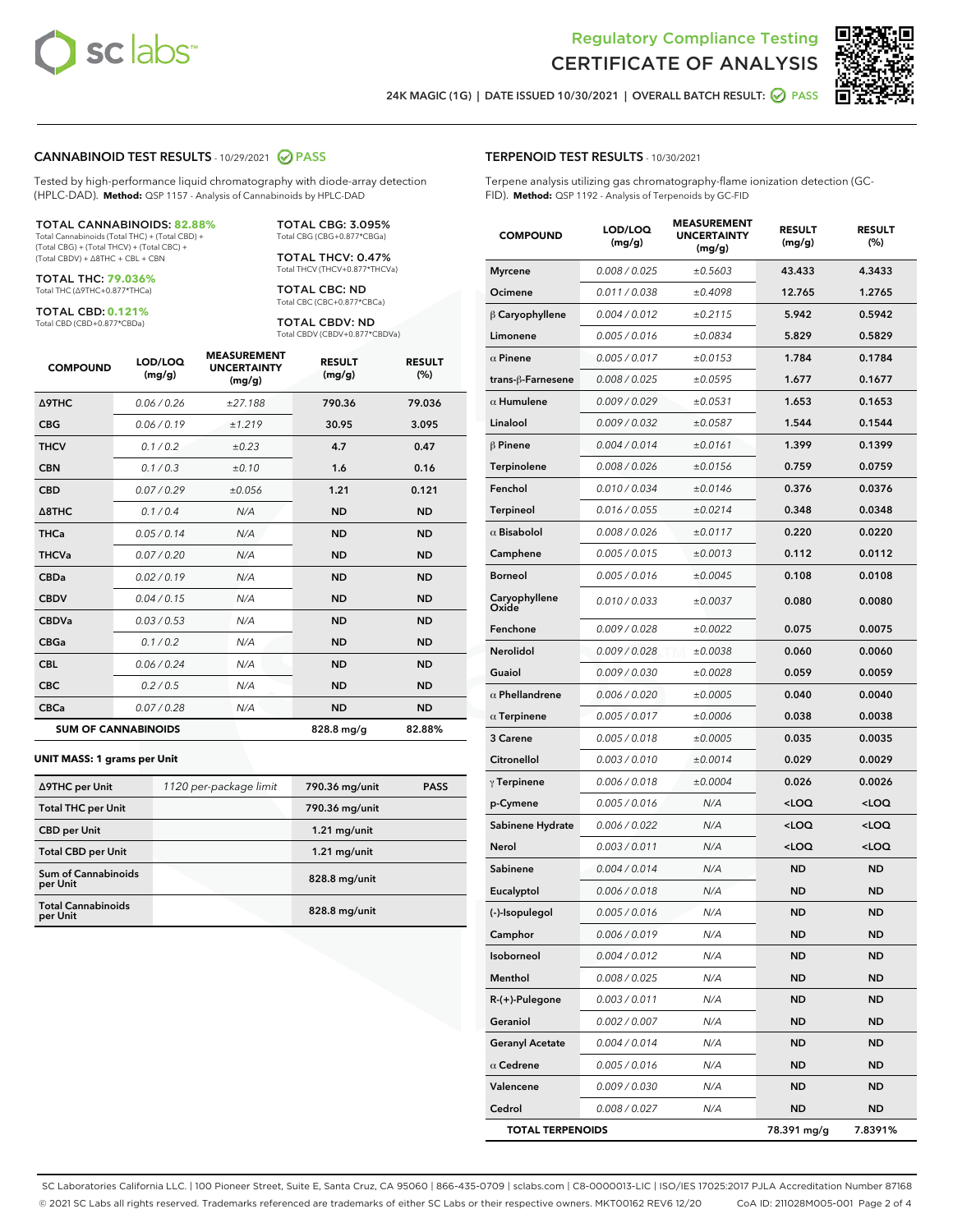# Regulatory Compliance Testing
# CERTIFICATE OF ANALYSIS

24K MAGIC (1G) | DATE ISSUED 10/30/2021 | OVERALL BATCH RESULT: PASS

## CANNABINOID TEST RESULTS - 10/29/2021 PASS

Tested by high-performance liquid chromatography with diode-array detection (HPLC-DAD). **Method:** QSP 1157 - Analysis of Cannabinoids by HPLC-DAD

**TOTAL CANNABINOIDS: 82.88%**
Total Cannabinoids (Total THC) + (Total CBD) + (Total CBG) + (Total THCV) + (Total CBC) + (Total CBDV) + Δ8THC + CBL + CBN

**TOTAL THC: 79.036%**
Total THC (Δ9THC+0.877*THCa)

**TOTAL CBD: 0.121%**
Total CBD (CBD+0.877*CBDa)

**TOTAL CBG: 3.095%**
Total CBG (CBG+0.877*CBGa)

**TOTAL THCV: 0.47%**
Total THCV (THCV+0.877*THCVa)

**TOTAL CBC: ND**
Total CBC (CBC+0.877*CBCa)

**TOTAL CBDV: ND**
Total CBDV (CBDV+0.877*CBDVa)

| COMPOUND | LOD/LOQ (mg/g) | MEASUREMENT UNCERTAINTY (mg/g) | RESULT (mg/g) | RESULT (%) |
|---|---|---|---|---|
| Δ9THC | 0.06 / 0.26 | ±27.188 | 790.36 | 79.036 |
| CBG | 0.06 / 0.19 | ±1.219 | 30.95 | 3.095 |
| THCV | 0.1 / 0.2 | ±0.23 | 4.7 | 0.47 |
| CBN | 0.1 / 0.3 | ±0.10 | 1.6 | 0.16 |
| CBD | 0.07 / 0.29 | ±0.056 | 1.21 | 0.121 |
| Δ8THC | 0.1 / 0.4 | N/A | ND | ND |
| THCa | 0.05 / 0.14 | N/A | ND | ND |
| THCVa | 0.07 / 0.20 | N/A | ND | ND |
| CBDa | 0.02 / 0.19 | N/A | ND | ND |
| CBDV | 0.04 / 0.15 | N/A | ND | ND |
| CBDVa | 0.03 / 0.53 | N/A | ND | ND |
| CBGa | 0.1 / 0.2 | N/A | ND | ND |
| CBL | 0.06 / 0.24 | N/A | ND | ND |
| CBC | 0.2 / 0.5 | N/A | ND | ND |
| CBCa | 0.07 / 0.28 | N/A | ND | ND |
| **SUM OF CANNABINOIDS** | | | 828.8 mg/g | 82.88% |

### UNIT MASS: 1 grams per Unit

| | | | |
|---|---|---|---|
| Δ9THC per Unit | 1120 per-package limit | 790.36 mg/unit | PASS |
| Total THC per Unit | | 790.36 mg/unit | |
| CBD per Unit | | 1.21 mg/unit | |
| Total CBD per Unit | | 1.21 mg/unit | |
| Sum of Cannabinoids per Unit | | 828.8 mg/unit | |
| Total Cannabinoids per Unit | | 828.8 mg/unit | |

## TERPENOID TEST RESULTS - 10/30/2021

Terpene analysis utilizing gas chromatography-flame ionization detection (GC-FID). **Method:** QSP 1192 - Analysis of Terpenoids by GC-FID

| COMPOUND | LOD/LOQ (mg/g) | MEASUREMENT UNCERTAINTY (mg/g) | RESULT (mg/g) | RESULT (%) |
|---|---|---|---|---|
| Myrcene | 0.008 / 0.025 | ±0.5603 | 43.433 | 4.3433 |
| Ocimene | 0.011 / 0.038 | ±0.4098 | 12.765 | 1.2765 |
| β Caryophyllene | 0.004 / 0.012 | ±0.2115 | 5.942 | 0.5942 |
| Limonene | 0.005 / 0.016 | ±0.0834 | 5.829 | 0.5829 |
| α Pinene | 0.005 / 0.017 | ±0.0153 | 1.784 | 0.1784 |
| trans-β-Farnesene | 0.008 / 0.025 | ±0.0595 | 1.677 | 0.1677 |
| α Humulene | 0.009 / 0.029 | ±0.0531 | 1.653 | 0.1653 |
| Linalool | 0.009 / 0.032 | ±0.0587 | 1.544 | 0.1544 |
| β Pinene | 0.004 / 0.014 | ±0.0161 | 1.399 | 0.1399 |
| Terpinolene | 0.008 / 0.026 | ±0.0156 | 0.759 | 0.0759 |
| Fenchol | 0.010 / 0.034 | ±0.0146 | 0.376 | 0.0376 |
| Terpineol | 0.016 / 0.055 | ±0.0214 | 0.348 | 0.0348 |
| α Bisabolol | 0.008 / 0.026 | ±0.0117 | 0.220 | 0.0220 |
| Camphene | 0.005 / 0.015 | ±0.0013 | 0.112 | 0.0112 |
| Borneol | 0.005 / 0.016 | ±0.0045 | 0.108 | 0.0108 |
| Caryophyllene Oxide | 0.010 / 0.033 | ±0.0037 | 0.080 | 0.0080 |
| Fenchone | 0.009 / 0.028 | ±0.0022 | 0.075 | 0.0075 |
| Nerolidol | 0.009 / 0.028 | ±0.0038 | 0.060 | 0.0060 |
| Guaiol | 0.009 / 0.030 | ±0.0028 | 0.059 | 0.0059 |
| α Phellandrene | 0.006 / 0.020 | ±0.0005 | 0.040 | 0.0040 |
| α Terpinene | 0.005 / 0.017 | ±0.0006 | 0.038 | 0.0038 |
| 3 Carene | 0.005 / 0.018 | ±0.0005 | 0.035 | 0.0035 |
| Citronellol | 0.003 / 0.010 | ±0.0014 | 0.029 | 0.0029 |
| γ Terpinene | 0.006 / 0.018 | ±0.0004 | 0.026 | 0.0026 |
| p-Cymene | 0.005 / 0.016 | N/A | <LOQ | <LOQ |
| Sabinene Hydrate | 0.006 / 0.022 | N/A | <LOQ | <LOQ |
| Nerol | 0.003 / 0.011 | N/A | <LOQ | <LOQ |
| Sabinene | 0.004 / 0.014 | N/A | ND | ND |
| Eucalyptol | 0.006 / 0.018 | N/A | ND | ND |
| (-)-Isopulegol | 0.005 / 0.016 | N/A | ND | ND |
| Camphor | 0.006 / 0.019 | N/A | ND | ND |
| Isoborneol | 0.004 / 0.012 | N/A | ND | ND |
| Menthol | 0.008 / 0.025 | N/A | ND | ND |
| R-(+)-Pulegone | 0.003 / 0.011 | N/A | ND | ND |
| Geraniol | 0.002 / 0.007 | N/A | ND | ND |
| Geranyl Acetate | 0.004 / 0.014 | N/A | ND | ND |
| α Cedrene | 0.005 / 0.016 | N/A | ND | ND |
| Valencene | 0.009 / 0.030 | N/A | ND | ND |
| Cedrol | 0.008 / 0.027 | N/A | ND | ND |
| **TOTAL TERPENOIDS** | | | 78.391 mg/g | 7.8391% |

SC Laboratories California LLC. | 100 Pioneer Street, Suite E, Santa Cruz, CA 95060 | 866-435-0709 | sclabs.com | C8-0000013-LIC | ISO/IES 17025:2017 PJLA Accreditation Number 87168
© 2021 SC Labs all rights reserved. Trademarks referenced are trademarks of either SC Labs or their respective owners. MKT00162 REV6 12/20 CoA ID: 211028M005-001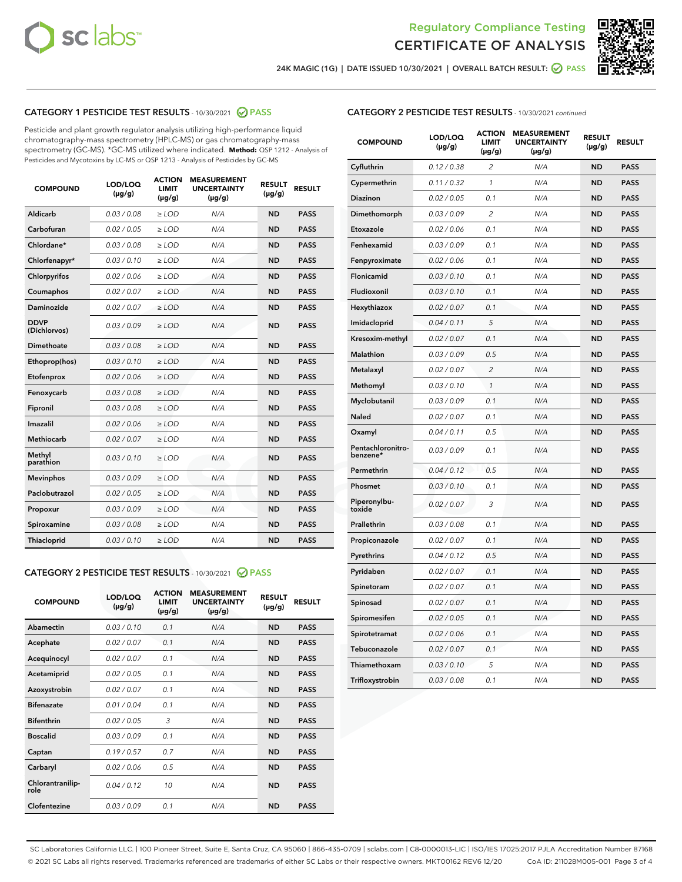# Regulatory Compliance Testing
# CERTIFICATE OF ANALYSIS

24K MAGIC (1G) | DATE ISSUED 10/30/2021 | OVERALL BATCH RESULT: PASS

## CATEGORY 1 PESTICIDE TEST RESULTS - 10/30/2021 PASS

Pesticide and plant growth regulator analysis utilizing high-performance liquid chromatography-mass spectrometry (HPLC-MS) or gas chromatography-mass spectrometry (GC-MS). *GC-MS utilized where indicated. **Method:** QSP 1212 - Analysis of Pesticides and Mycotoxins by LC-MS or QSP 1213 - Analysis of Pesticides by GC-MS

| COMPOUND | LOD/LOQ (µg/g) | ACTION LIMIT (µg/g) | MEASUREMENT UNCERTAINTY (µg/g) | RESULT (µg/g) | RESULT |
|---|---|---|---|---|---|
| Aldicarb | 0.03 / 0.08 | ≥ LOD | N/A | ND | PASS |
| Carbofuran | 0.02 / 0.05 | ≥ LOD | N/A | ND | PASS |
| Chlordane* | 0.03 / 0.08 | ≥ LOD | N/A | ND | PASS |
| Chlorfenapyr* | 0.03 / 0.10 | ≥ LOD | N/A | ND | PASS |
| Chlorpyrifos | 0.02 / 0.06 | ≥ LOD | N/A | ND | PASS |
| Coumaphos | 0.02 / 0.07 | ≥ LOD | N/A | ND | PASS |
| Daminozide | 0.02 / 0.07 | ≥ LOD | N/A | ND | PASS |
| DDVP (Dichlorvos) | 0.03 / 0.09 | ≥ LOD | N/A | ND | PASS |
| Dimethoate | 0.03 / 0.08 | ≥ LOD | N/A | ND | PASS |
| Ethoprop(hos) | 0.03 / 0.10 | ≥ LOD | N/A | ND | PASS |
| Etofenprox | 0.02 / 0.06 | ≥ LOD | N/A | ND | PASS |
| Fenoxycarb | 0.03 / 0.08 | ≥ LOD | N/A | ND | PASS |
| Fipronil | 0.03 / 0.08 | ≥ LOD | N/A | ND | PASS |
| Imazalil | 0.02 / 0.06 | ≥ LOD | N/A | ND | PASS |
| Methiocarb | 0.02 / 0.07 | ≥ LOD | N/A | ND | PASS |
| Methyl parathion | 0.03 / 0.10 | ≥ LOD | N/A | ND | PASS |
| Mevinphos | 0.03 / 0.09 | ≥ LOD | N/A | ND | PASS |
| Paclobutrazol | 0.02 / 0.05 | ≥ LOD | N/A | ND | PASS |
| Propoxur | 0.03 / 0.09 | ≥ LOD | N/A | ND | PASS |
| Spiroxamine | 0.03 / 0.08 | ≥ LOD | N/A | ND | PASS |
| Thiacloprid | 0.03 / 0.10 | ≥ LOD | N/A | ND | PASS |

## CATEGORY 2 PESTICIDE TEST RESULTS - 10/30/2021 PASS

| COMPOUND | LOD/LOQ (µg/g) | ACTION LIMIT (µg/g) | MEASUREMENT UNCERTAINTY (µg/g) | RESULT (µg/g) | RESULT |
|---|---|---|---|---|---|
| Abamectin | 0.03 / 0.10 | 0.1 | N/A | ND | PASS |
| Acephate | 0.02 / 0.07 | 0.1 | N/A | ND | PASS |
| Acequinocyl | 0.02 / 0.07 | 0.1 | N/A | ND | PASS |
| Acetamiprid | 0.02 / 0.05 | 0.1 | N/A | ND | PASS |
| Azoxystrobin | 0.02 / 0.07 | 0.1 | N/A | ND | PASS |
| Bifenazate | 0.01 / 0.04 | 0.1 | N/A | ND | PASS |
| Bifenthrin | 0.02 / 0.05 | 3 | N/A | ND | PASS |
| Boscalid | 0.03 / 0.09 | 0.1 | N/A | ND | PASS |
| Captan | 0.19 / 0.57 | 0.7 | N/A | ND | PASS |
| Carbaryl | 0.02 / 0.06 | 0.5 | N/A | ND | PASS |
| Chlorantraniliprole | 0.04 / 0.12 | 10 | N/A | ND | PASS |
| Clofentezine | 0.03 / 0.09 | 0.1 | N/A | ND | PASS |
| Cyfluthrin | 0.12 / 0.38 | 2 | N/A | ND | PASS |
| Cypermethrin | 0.11 / 0.32 | 1 | N/A | ND | PASS |
| Diazinon | 0.02 / 0.05 | 0.1 | N/A | ND | PASS |
| Dimethomorph | 0.03 / 0.09 | 2 | N/A | ND | PASS |
| Etoxazole | 0.02 / 0.06 | 0.1 | N/A | ND | PASS |
| Fenhexamid | 0.03 / 0.09 | 0.1 | N/A | ND | PASS |
| Fenpyroximate | 0.02 / 0.06 | 0.1 | N/A | ND | PASS |
| Flonicamid | 0.03 / 0.10 | 0.1 | N/A | ND | PASS |
| Fludioxonil | 0.03 / 0.10 | 0.1 | N/A | ND | PASS |
| Hexythiazox | 0.02 / 0.07 | 0.1 | N/A | ND | PASS |
| Imidacloprid | 0.04 / 0.11 | 5 | N/A | ND | PASS |
| Kresoxim-methyl | 0.02 / 0.07 | 0.1 | N/A | ND | PASS |
| Malathion | 0.03 / 0.09 | 0.5 | N/A | ND | PASS |
| Metalaxyl | 0.02 / 0.07 | 2 | N/A | ND | PASS |
| Methomyl | 0.03 / 0.10 | 1 | N/A | ND | PASS |
| Myclobutanil | 0.03 / 0.09 | 0.1 | N/A | ND | PASS |
| Naled | 0.02 / 0.07 | 0.1 | N/A | ND | PASS |
| Oxamyl | 0.04 / 0.11 | 0.5 | N/A | ND | PASS |
| Pentachloronitrobenzene* | 0.03 / 0.09 | 0.1 | N/A | ND | PASS |
| Permethrin | 0.04 / 0.12 | 0.5 | N/A | ND | PASS |
| Phosmet | 0.03 / 0.10 | 0.1 | N/A | ND | PASS |
| Piperonylbutoxide | 0.02 / 0.07 | 3 | N/A | ND | PASS |
| Prallethrin | 0.03 / 0.08 | 0.1 | N/A | ND | PASS |
| Propiconazole | 0.02 / 0.07 | 0.1 | N/A | ND | PASS |
| Pyrethrins | 0.04 / 0.12 | 0.5 | N/A | ND | PASS |
| Pyridaben | 0.02 / 0.07 | 0.1 | N/A | ND | PASS |
| Spinetoram | 0.02 / 0.07 | 0.1 | N/A | ND | PASS |
| Spinosad | 0.02 / 0.07 | 0.1 | N/A | ND | PASS |
| Spiromesifen | 0.02 / 0.05 | 0.1 | N/A | ND | PASS |
| Spirotetramat | 0.02 / 0.06 | 0.1 | N/A | ND | PASS |
| Tebuconazole | 0.02 / 0.07 | 0.1 | N/A | ND | PASS |
| Thiamethoxam | 0.03 / 0.10 | 5 | N/A | ND | PASS |
| Trifloxystrobin | 0.03 / 0.08 | 0.1 | N/A | ND | PASS |

SC Laboratories California LLC. | 100 Pioneer Street, Suite E, Santa Cruz, CA 95060 | 866-435-0709 | sclabs.com | C8-0000013-LIC | ISO/IES 17025:2017 PJLA Accreditation Number 87168
© 2021 SC Labs all rights reserved. Trademarks referenced are trademarks of either SC Labs or their respective owners. MKT00162 REV6 12/20 CoA ID: 211028M005-001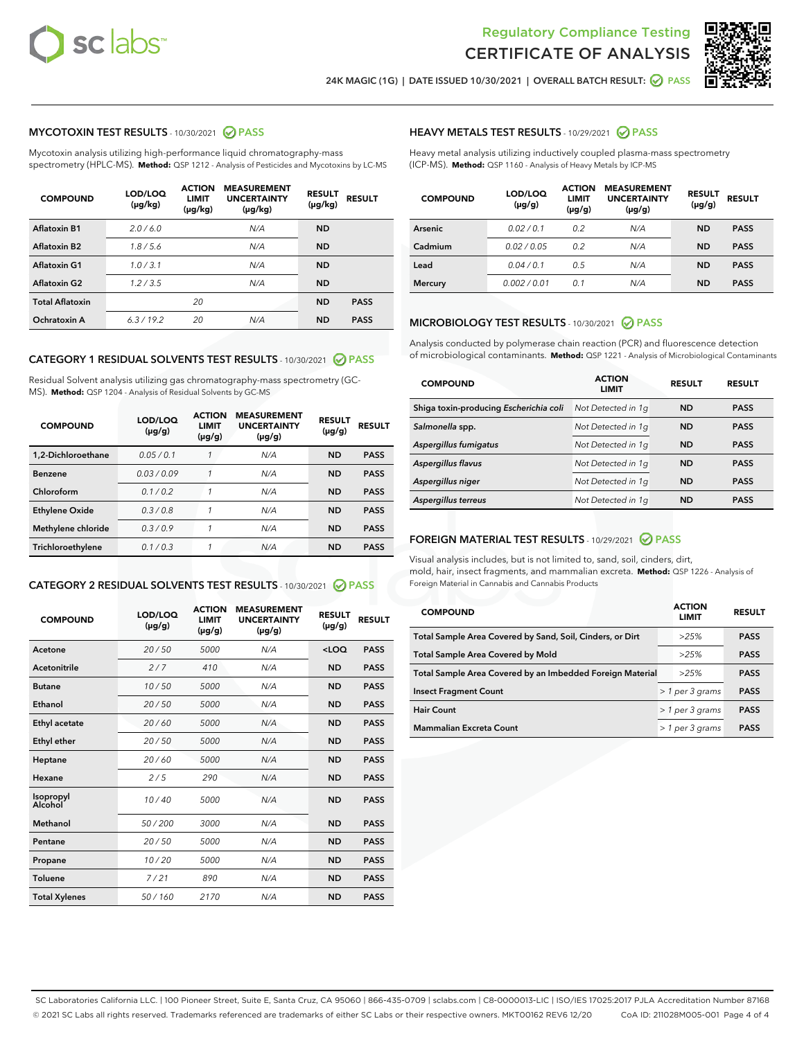Regulatory Compliance Testing

# CERTIFICATE OF ANALYSIS

24K MAGIC (1G) | DATE ISSUED 10/30/2021 | OVERALL BATCH RESULT: PASS

## MYCOTOXIN TEST RESULTS - 10/30/2021 PASS

Mycotoxin analysis utilizing high-performance liquid chromatography-mass spectrometry (HPLC-MS). **Method:** QSP 1212 - Analysis of Pesticides and Mycotoxins by LC-MS

| COMPOUND | LOD/LOQ (µg/kg) | ACTION LIMIT (µg/kg) | MEASUREMENT UNCERTAINTY (µg/kg) | RESULT (µg/kg) | RESULT |
|---|---|---|---|---|---|
| Aflatoxin B1 | 2.0 / 6.0 | | N/A | ND | |
| Aflatoxin B2 | 1.8 / 5.6 | | N/A | ND | |
| Aflatoxin G1 | 1.0 / 3.1 | | N/A | ND | |
| Aflatoxin G2 | 1.2 / 3.5 | | N/A | ND | |
| Total Aflatoxin | | 20 | | ND | PASS |
| Ochratoxin A | 6.3 / 19.2 | 20 | N/A | ND | PASS |

## CATEGORY 1 RESIDUAL SOLVENTS TEST RESULTS - 10/30/2021 PASS

Residual Solvent analysis utilizing gas chromatography-mass spectrometry (GC-MS). **Method:** QSP 1204 - Analysis of Residual Solvents by GC-MS

| COMPOUND | LOD/LOQ (µg/g) | ACTION LIMIT (µg/g) | MEASUREMENT UNCERTAINTY (µg/g) | RESULT (µg/g) | RESULT |
|---|---|---|---|---|---|
| 1,2-Dichloroethane | 0.05 / 0.1 | 1 | N/A | ND | PASS |
| Benzene | 0.03 / 0.09 | 1 | N/A | ND | PASS |
| Chloroform | 0.1 / 0.2 | 1 | N/A | ND | PASS |
| Ethylene Oxide | 0.3 / 0.8 | 1 | N/A | ND | PASS |
| Methylene chloride | 0.3 / 0.9 | 1 | N/A | ND | PASS |
| Trichloroethylene | 0.1 / 0.3 | 1 | N/A | ND | PASS |

## CATEGORY 2 RESIDUAL SOLVENTS TEST RESULTS - 10/30/2021 PASS

| COMPOUND | LOD/LOQ (µg/g) | ACTION LIMIT (µg/g) | MEASUREMENT UNCERTAINTY (µg/g) | RESULT (µg/g) | RESULT |
|---|---|---|---|---|---|
| Acetone | 20 / 50 | 5000 | N/A | <LOQ | PASS |
| Acetonitrile | 2 / 7 | 410 | N/A | ND | PASS |
| Butane | 10 / 50 | 5000 | N/A | ND | PASS |
| Ethanol | 20 / 50 | 5000 | N/A | ND | PASS |
| Ethyl acetate | 20 / 60 | 5000 | N/A | ND | PASS |
| Ethyl ether | 20 / 50 | 5000 | N/A | ND | PASS |
| Heptane | 20 / 60 | 5000 | N/A | ND | PASS |
| Hexane | 2 / 5 | 290 | N/A | ND | PASS |
| Isopropyl Alcohol | 10 / 40 | 5000 | N/A | ND | PASS |
| Methanol | 50 / 200 | 3000 | N/A | ND | PASS |
| Pentane | 20 / 50 | 5000 | N/A | ND | PASS |
| Propane | 10 / 20 | 5000 | N/A | ND | PASS |
| Toluene | 7 / 21 | 890 | N/A | ND | PASS |
| Total Xylenes | 50 / 160 | 2170 | N/A | ND | PASS |

## HEAVY METALS TEST RESULTS - 10/29/2021 PASS

Heavy metal analysis utilizing inductively coupled plasma-mass spectrometry (ICP-MS). **Method:** QSP 1160 - Analysis of Heavy Metals by ICP-MS

| COMPOUND | LOD/LOQ (µg/g) | ACTION LIMIT (µg/g) | MEASUREMENT UNCERTAINTY (µg/g) | RESULT (µg/g) | RESULT |
|---|---|---|---|---|---|
| Arsenic | 0.02 / 0.1 | 0.2 | N/A | ND | PASS |
| Cadmium | 0.02 / 0.05 | 0.2 | N/A | ND | PASS |
| Lead | 0.04 / 0.1 | 0.5 | N/A | ND | PASS |
| Mercury | 0.002 / 0.01 | 0.1 | N/A | ND | PASS |

## MICROBIOLOGY TEST RESULTS - 10/30/2021 PASS

Analysis conducted by polymerase chain reaction (PCR) and fluorescence detection of microbiological contaminants. **Method:** QSP 1221 - Analysis of Microbiological Contaminants

| COMPOUND | ACTION LIMIT | RESULT | RESULT |
|---|---|---|---|
| Shiga toxin-producing *Escherichia coli* | Not Detected in 1g | ND | PASS |
| *Salmonella* spp. | Not Detected in 1g | ND | PASS |
| *Aspergillus fumigatus* | Not Detected in 1g | ND | PASS |
| *Aspergillus flavus* | Not Detected in 1g | ND | PASS |
| *Aspergillus niger* | Not Detected in 1g | ND | PASS |
| *Aspergillus terreus* | Not Detected in 1g | ND | PASS |

## FOREIGN MATERIAL TEST RESULTS - 10/29/2021 PASS

Visual analysis includes, but is not limited to, sand, soil, cinders, dirt, mold, hair, insect fragments, and mammalian excreta. **Method:** QSP 1226 - Analysis of Foreign Material in Cannabis and Cannabis Products

| COMPOUND | ACTION LIMIT | RESULT |
|---|---|---|
| Total Sample Area Covered by Sand, Soil, Cinders, or Dirt | >25% | PASS |
| Total Sample Area Covered by Mold | >25% | PASS |
| Total Sample Area Covered by an Imbedded Foreign Material | >25% | PASS |
| Insect Fragment Count | > 1 per 3 grams | PASS |
| Hair Count | > 1 per 3 grams | PASS |
| Mammalian Excreta Count | > 1 per 3 grams | PASS |

SC Laboratories California LLC. | 100 Pioneer Street, Suite E, Santa Cruz, CA 95060 | 866-435-0709 | sclabs.com | C8-0000013-LIC | ISO/IES 17025:2017 PJLA Accreditation Number 87168
© 2021 SC Labs all rights reserved. Trademarks referenced are trademarks of either SC Labs or their respective owners. MKT00162 REV6 12/20 CoA ID: 211028M005-001